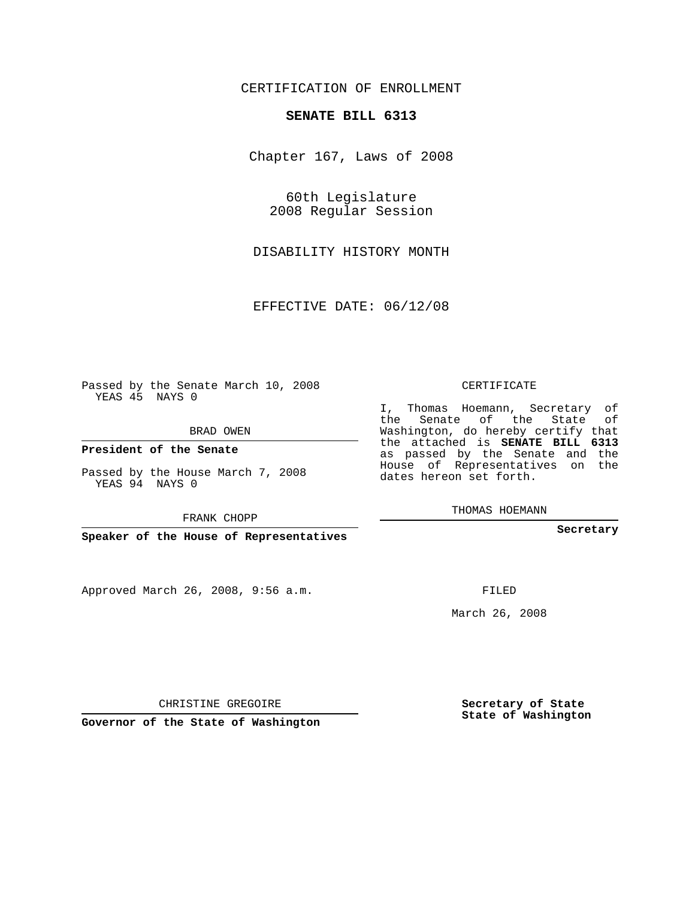CERTIFICATION OF ENROLLMENT

**SENATE BILL 6313**

Chapter 167, Laws of 2008

60th Legislature
2008 Regular Session

DISABILITY HISTORY MONTH

EFFECTIVE DATE: 06/12/08

Passed by the Senate March 10, 2008
YEAS 45 NAYS 0

BRAD OWEN

**President of the Senate**

Passed by the House March 7, 2008
YEAS 94 NAYS 0

FRANK CHOPP

**Speaker of the House of Representatives**

CERTIFICATE

I, Thomas Hoemann, Secretary of the Senate of the State of Washington, do hereby certify that the attached is **SENATE BILL 6313** as passed by the Senate and the House of Representatives on the dates hereon set forth.

THOMAS HOEMANN

**Secretary**

Approved March 26, 2008, 9:56 a.m.

FILED

March 26, 2008

CHRISTINE GREGOIRE

**Governor of the State of Washington**

**Secretary of State**
**State of Washington**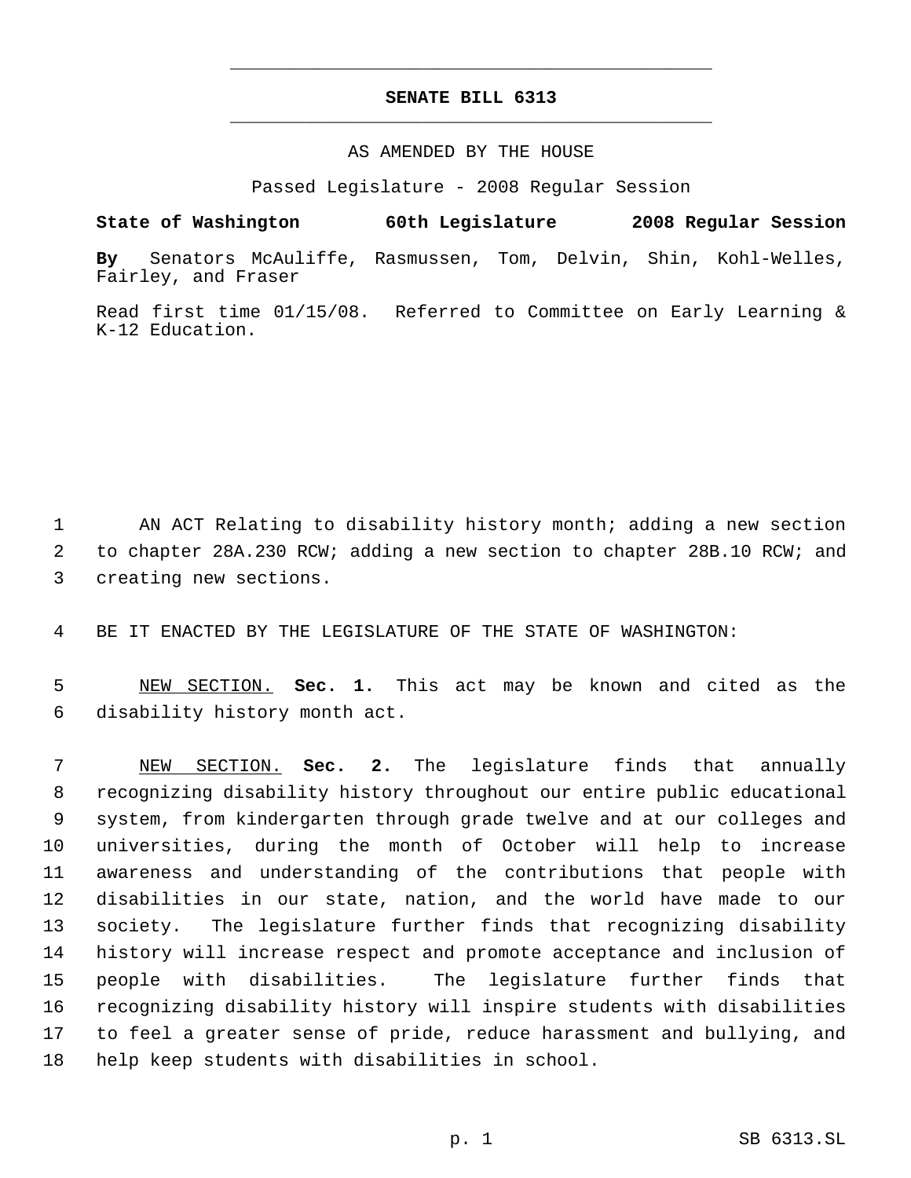# SENATE BILL 6313

AS AMENDED BY THE HOUSE

Passed Legislature - 2008 Regular Session

**State of Washington 60th Legislature 2008 Regular Session**

**By** Senators McAuliffe, Rasmussen, Tom, Delvin, Shin, Kohl-Welles, Fairley, and Fraser

Read first time 01/15/08. Referred to Committee on Early Learning & K-12 Education.

1 AN ACT Relating to disability history month; adding a new section
2 to chapter 28A.230 RCW; adding a new section to chapter 28B.10 RCW; and
3 creating new sections.

4 BE IT ENACTED BY THE LEGISLATURE OF THE STATE OF WASHINGTON:

5 NEW SECTION. **Sec. 1.** This act may be known and cited as the
6 disability history month act.

7 NEW SECTION. **Sec. 2.** The legislature finds that annually
8 recognizing disability history throughout our entire public educational
9 system, from kindergarten through grade twelve and at our colleges and
10 universities, during the month of October will help to increase
11 awareness and understanding of the contributions that people with
12 disabilities in our state, nation, and the world have made to our
13 society. The legislature further finds that recognizing disability
14 history will increase respect and promote acceptance and inclusion of
15 people with disabilities. The legislature further finds that
16 recognizing disability history will inspire students with disabilities
17 to feel a greater sense of pride, reduce harassment and bullying, and
18 help keep students with disabilities in school.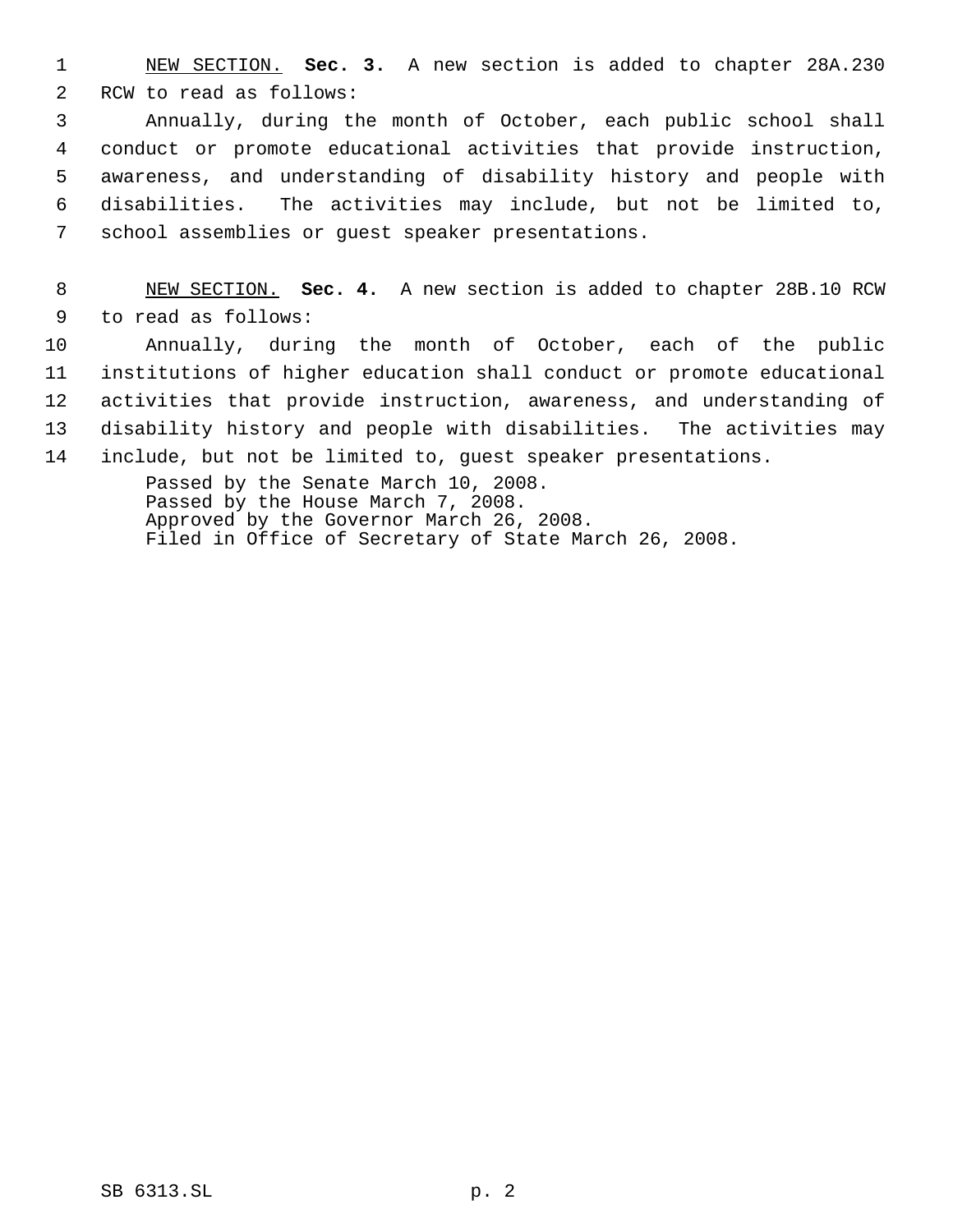NEW SECTION. **Sec. 3.** A new section is added to chapter 28A.230 RCW to read as follows:

Annually, during the month of October, each public school shall conduct or promote educational activities that provide instruction, awareness, and understanding of disability history and people with disabilities. The activities may include, but not be limited to, school assemblies or guest speaker presentations.

NEW SECTION. **Sec. 4.** A new section is added to chapter 28B.10 RCW to read as follows:

Annually, during the month of October, each of the public institutions of higher education shall conduct or promote educational activities that provide instruction, awareness, and understanding of disability history and people with disabilities. The activities may include, but not be limited to, guest speaker presentations.

Passed by the Senate March 10, 2008.
Passed by the House March 7, 2008.
Approved by the Governor March 26, 2008.
Filed in Office of Secretary of State March 26, 2008.